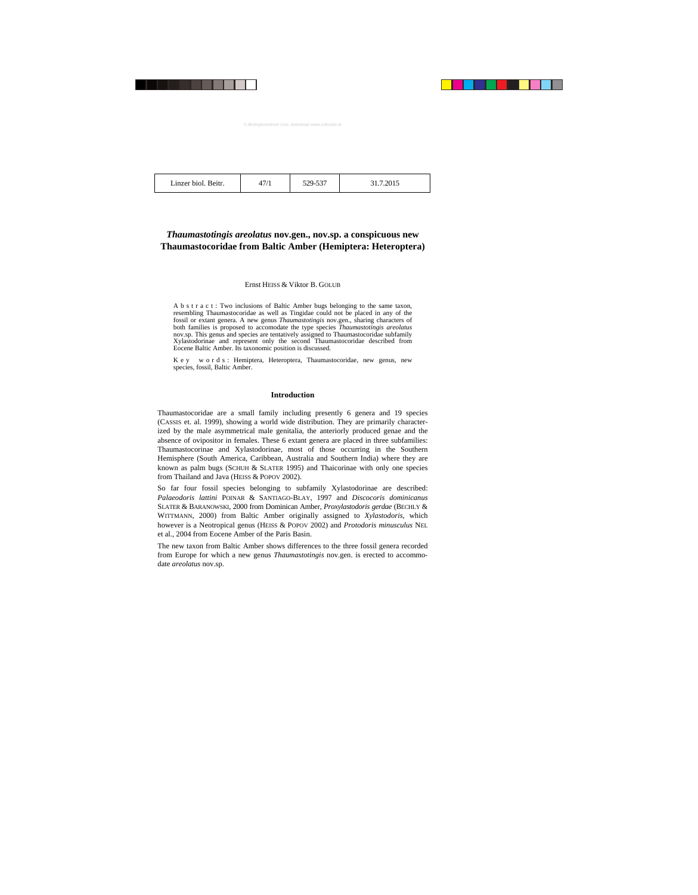# *Thaumastotingis areolatus* nov.gen., nov.sp. a conspicuous new Thaumastocoridae from Baltic Amber (Hemiptera: Heteroptera)

Ernst HEISS & Viktor B. GOLUB

**Abstract**: Two inclusions of Baltic Amber bugs belonging to the same taxon, resembling Thaumastocoridae as well as Tingidae could not be placed in any of the fossil or extant genera. A new genus *Thaumastotingis* nov.gen., sharing characters of both families is proposed to accomodate the type species *Thaumastotingis areolatus* nov.sp. This genus and species are tentatively assigned to Thaumastocoridae subfamily Xylastodorinae and represent only the second Thaumastocoridae described from Eocene Baltic Amber. Its taxonomic position is discussed.

**Key words**: Hemiptera, Heteroptera, Thaumastocoridae, new genus, new species, fossil, Baltic Amber.

## Introduction

Thaumastocoridae are a small family including presently 6 genera and 19 species (CASSIS et. al. 1999), showing a world wide distribution. They are primarily characterized by the male asymmetrical male genitalia, the anteriorly produced genae and the absence of ovipositor in females. These 6 extant genera are placed in three subfamilies: Thaumastocorinae and Xylastodorinae, most of those occurring in the Southern Hemisphere (South America, Caribbean, Australia and Southern India) where they are known as palm bugs (SCHUH & SLATER 1995) and Thaicorinae with only one species from Thailand and Java (HEISS & POPOV 2002).

So far four fossil species belonging to subfamily Xylastodorinae are described: *Palaeodoris lattini* POINAR & SANTIAGO-BLAY, 1997 and *Discocoris dominicanus* SLATER & BARANOWSKI, 2000 from Dominican Amber, *Proxylastodoris gerdae* (BECHLY & WITTMANN, 2000) from Baltic Amber originally assigned to *Xylastodoris*, which however is a Neotropical genus (HEISS & POPOV 2002) and *Protodoris minusculus* NEL et al., 2004 from Eocene Amber of the Paris Basin.

The new taxon from Baltic Amber shows differences to the three fossil genera recorded from Europe for which a new genus *Thaumastotingis* nov.gen. is erected to accommodate *areolatus* nov.sp.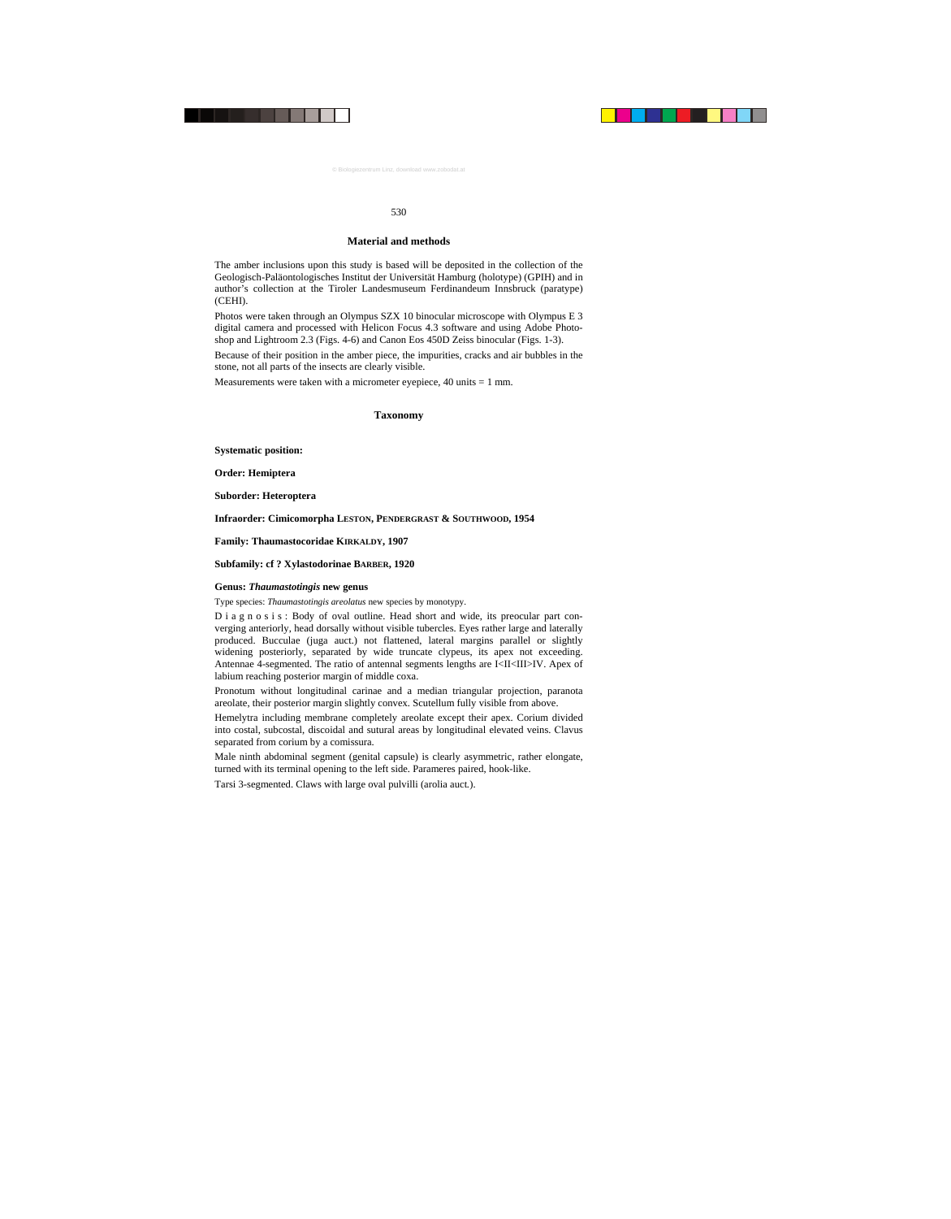## Material and methods

The amber inclusions upon this study is based will be deposited in the collection of the Geologisch-Paläontologisches Institut der Universität Hamburg (holotype) (GPIH) and in author's collection at the Tiroler Landesmuseum Ferdinandeum Innsbruck (paratype) (CEHI).

Photos were taken through an Olympus SZX 10 binocular microscope with Olympus E 3 digital camera and processed with Helicon Focus 4.3 software and using Adobe Photoshop and Lightroom 2.3 (Figs. 4-6) and Canon Eos 450D Zeiss binocular (Figs. 1-3).

Because of their position in the amber piece, the impurities, cracks and air bubbles in the stone, not all parts of the insects are clearly visible.

Measurements were taken with a micrometer eyepiece, 40 units = 1 mm.

## Taxonomy

**Systematic position:**

**Order: Hemiptera**

**Suborder: Heteroptera**

**Infraorder: Cimicomorpha LESTON, PENDERGRAST & SOUTHWOOD, 1954**

**Family: Thaumastocoridae KIRKALDY, 1907**

**Subfamily: cf ? Xylastodorinae BARBER, 1920**

**Genus: *Thaumastotingis* new genus**

Type species: *Thaumastotingis areolatus* new species by monotypy.

D i a g n o s i s : Body of oval outline. Head short and wide, its preocular part converging anteriorly, head dorsally without visible tubercles. Eyes rather large and laterally produced. Bucculae (juga auct.) not flattened, lateral margins parallel or slightly widening posteriorly, separated by wide truncate clypeus, its apex not exceeding. Antennae 4-segmented. The ratio of antennal segments lengths are I<II<III>IV. Apex of labium reaching posterior margin of middle coxa.

Pronotum without longitudinal carinae and a median triangular projection, paranota areolate, their posterior margin slightly convex. Scutellum fully visible from above.

Hemelytra including membrane completely areolate except their apex. Corium divided into costal, subcostal, discoidal and sutural areas by longitudinal elevated veins. Clavus separated from corium by a comissura.

Male ninth abdominal segment (genital capsule) is clearly asymmetric, rather elongate, turned with its terminal opening to the left side. Parameres paired, hook-like.

Tarsi 3-segmented. Claws with large oval pulvilli (arolia auct.).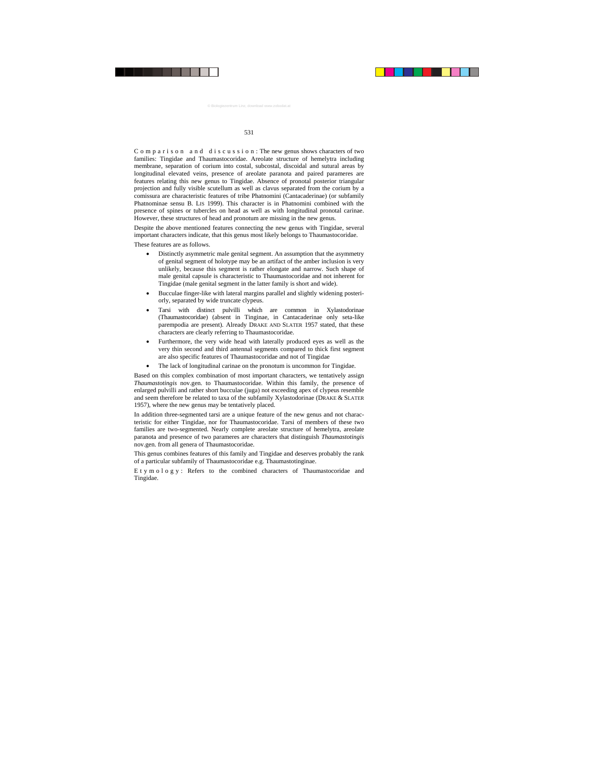Comparison and discussion: The new genus shows characters of two families: Tingidae and Thaumastocoridae. Areolate structure of hemelytra including membrane, separation of corium into costal, subcostal, discoidal and sutural areas by longitudinal elevated veins, presence of areolate paranota and paired parameres are features relating this new genus to Tingidae. Absence of pronotal posterior triangular projection and fully visible scutellum as well as clavus separated from the corium by a comissura are characteristic features of tribe Phatnomini (Cantacaderinae) (or subfamily Phatnominae sensu B. LIS 1999). This character is in Phatnomini combined with the presence of spines or tubercles on head as well as with longitudinal pronotal carinae. However, these structures of head and pronotum are missing in the new genus.

Despite the above mentioned features connecting the new genus with Tingidae, several important characters indicate, that this genus most likely belongs to Thaumastocoridae.

These features are as follows.

- Distinctly asymmetric male genital segment. An assumption that the asymmetry of genital segment of holotype may be an artifact of the amber inclusion is very unlikely, because this segment is rather elongate and narrow. Such shape of male genital capsule is characteristic to Thaumastocoridae and not inherent for Tingidae (male genital segment in the latter family is short and wide).
- Bucculae finger-like with lateral margins parallel and slightly widening posteriorly, separated by wide truncate clypeus.
- Tarsi with distinct pulvilli which are common in Xylastodorinae (Thaumastocoridae) (absent in Tinginae, in Cantacaderinae only seta-like parempodia are present). Already DRAKE AND SLATER 1957 stated, that these characters are clearly referring to Thaumastocoridae.
- Furthermore, the very wide head with laterally produced eyes as well as the very thin second and third antennal segments compared to thick first segment are also specific features of Thaumastocoridae and not of Tingidae
- The lack of longitudinal carinae on the pronotum is uncommon for Tingidae.

Based on this complex combination of most important characters, we tentatively assign *Thaumastotingis* nov.gen. to Thaumastocoridae. Within this family, the presence of enlarged pulvilli and rather short bucculae (juga) not exceeding apex of clypeus resemble and seem therefore be related to taxa of the subfamily Xylastodorinae (DRAKE & SLATER 1957), where the new genus may be tentatively placed.

In addition three-segmented tarsi are a unique feature of the new genus and not characteristic for either Tingidae, nor for Thaumastocoridae. Tarsi of members of these two families are two-segmented. Nearly complete areolate structure of hemelytra, areolate paranota and presence of two parameres are characters that distinguish *Thaumastotingis* nov.gen. from all genera of Thaumastocoridae.

This genus combines features of this family and Tingidae and deserves probably the rank of a particular subfamily of Thaumastocoridae e.g. Thaumastotinginae.

Etymology: Refers to the combined characters of Thaumastocoridae and Tingidae.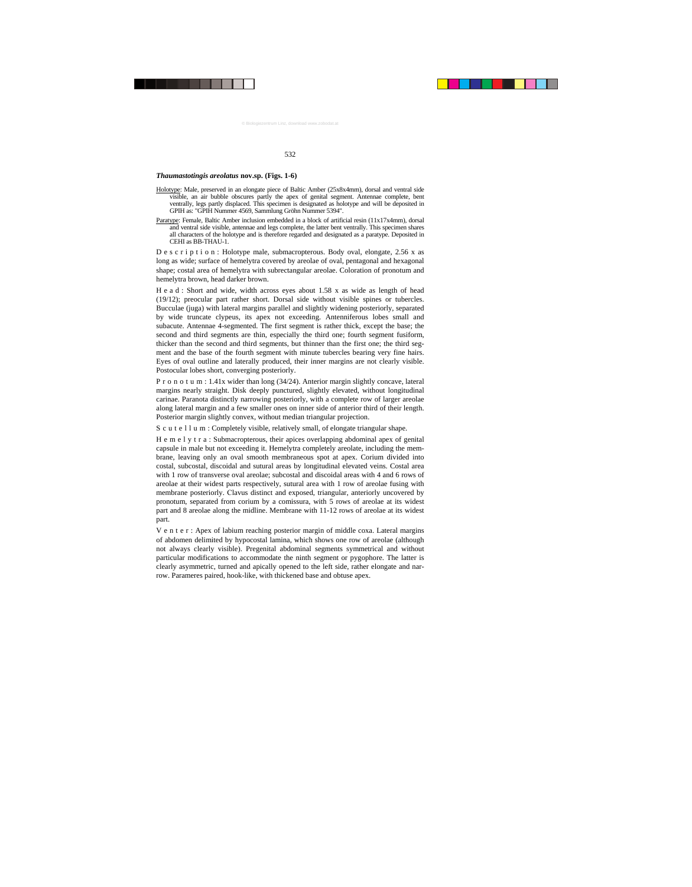***Thaumastotingis areolatus*** **nov.sp. (Figs. 1-6)**

Holotype: Male, preserved in an elongate piece of Baltic Amber (25x8x4mm), dorsal and ventral side visible, an air bubble obscures partly the apex of genital segment. Antennae complete, bent ventrally, legs partly displaced. This specimen is designated as holotype and will be deposited in GPIH as: "GPIH Nummer 4569, Sammlung Gröhn Nummer 5394".

Paratype: Female, Baltic Amber inclusion embedded in a block of artificial resin (11x17x4mm), dorsal and ventral side visible, antennae and legs complete, the latter bent ventrally. This specimen shares all characters of the holotype and is therefore regarded and designated as a paratype. Deposited in CEHI as BB-THAU-1.

D e s c r i p t i o n : Holotype male, submacropterous. Body oval, elongate, 2.56 x as long as wide; surface of hemelytra covered by areolae of oval, pentagonal and hexagonal shape; costal area of hemelytra with subrectangular areolae. Coloration of pronotum and hemelytra brown, head darker brown.

H e a d : Short and wide, width across eyes about 1.58 x as wide as length of head (19/12); preocular part rather short. Dorsal side without visible spines or tubercles. Bucculae (juga) with lateral margins parallel and slightly widening posteriorly, separated by wide truncate clypeus, its apex not exceeding. Antenniferous lobes small and subacute. Antennae 4-segmented. The first segment is rather thick, except the base; the second and third segments are thin, especially the third one; fourth segment fusiform, thicker than the second and third segments, but thinner than the first one; the third segment and the base of the fourth segment with minute tubercles bearing very fine hairs. Eyes of oval outline and laterally produced, their inner margins are not clearly visible. Postocular lobes short, converging posteriorly.

P r o n o t u m : 1.41x wider than long (34/24). Anterior margin slightly concave, lateral margins nearly straight. Disk deeply punctured, slightly elevated, without longitudinal carinae. Paranota distinctly narrowing posteriorly, with a complete row of larger areolae along lateral margin and a few smaller ones on inner side of anterior third of their length. Posterior margin slightly convex, without median triangular projection.

S c u t e l l u m : Completely visible, relatively small, of elongate triangular shape.

H e m e l y t r a : Submacropterous, their apices overlapping abdominal apex of genital capsule in male but not exceeding it. Hemelytra completely areolate, including the membrane, leaving only an oval smooth membraneous spot at apex. Corium divided into costal, subcostal, discoidal and sutural areas by longitudinal elevated veins. Costal area with 1 row of transverse oval areolae; subcostal and discoidal areas with 4 and 6 rows of areolae at their widest parts respectively, sutural area with 1 row of areolae fusing with membrane posteriorly. Clavus distinct and exposed, triangular, anteriorly uncovered by pronotum, separated from corium by a comissura, with 5 rows of areolae at its widest part and 8 areolae along the midline. Membrane with 11-12 rows of areolae at its widest part.

V e n t e r : Apex of labium reaching posterior margin of middle coxa. Lateral margins of abdomen delimited by hypocostal lamina, which shows one row of areolae (although not always clearly visible). Pregenital abdominal segments symmetrical and without particular modifications to accommodate the ninth segment or pygophore. The latter is clearly asymmetric, turned and apically opened to the left side, rather elongate and narrow. Parameres paired, hook-like, with thickened base and obtuse apex.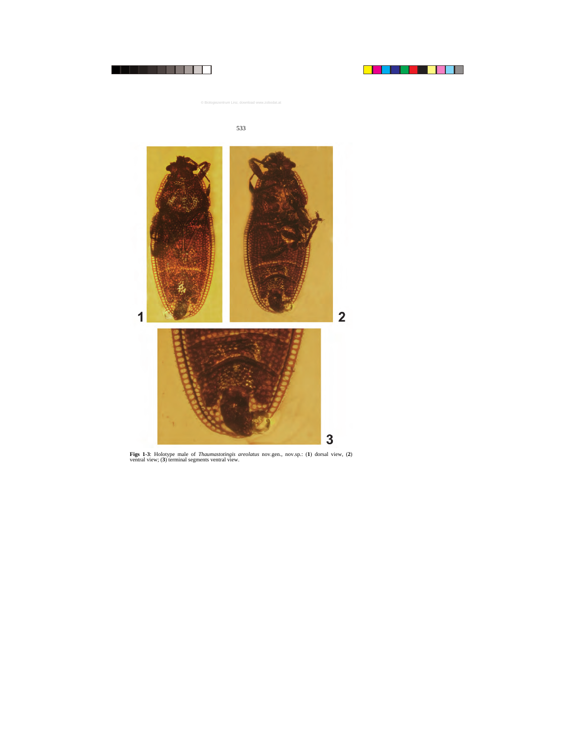**Figs 1-3**: Holotype male of *Thaumastotingis areolatus* nov.gen., nov.sp.: (**1**) dorsal view, (**2**) ventral view; (**3**) terminal segments ventral view.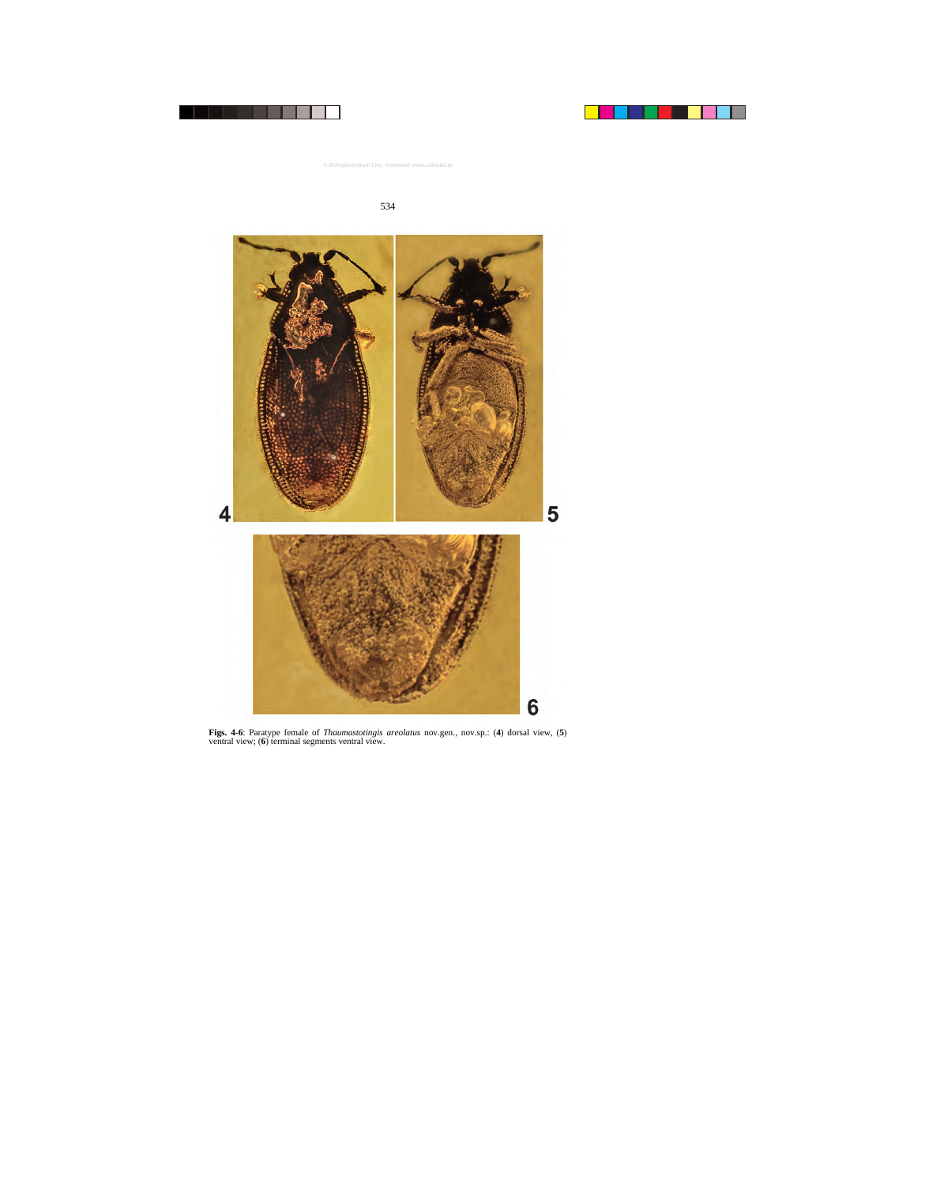**Figs. 4-6**: Paratype female of *Thaumastotingis areolatus* nov.gen., nov.sp.: (**4**) dorsal view, (**5**) ventral view; (**6**) terminal segments ventral view.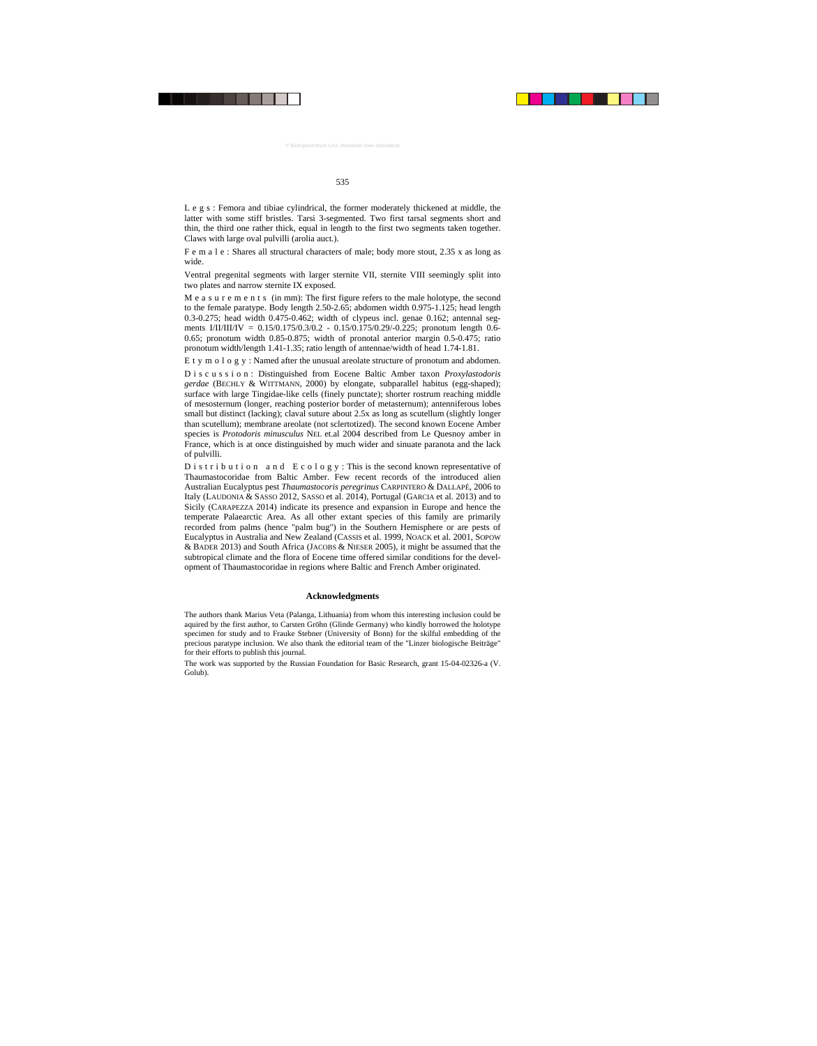Legs: Femora and tibiae cylindrical, the former moderately thickened at middle, the latter with some stiff bristles. Tarsi 3-segmented. Two first tarsal segments short and thin, the third one rather thick, equal in length to the first two segments taken together. Claws with large oval pulvilli (arolia auct.).

Female: Shares all structural characters of male; body more stout, 2.35 x as long as wide.

Ventral pregenital segments with larger sternite VII, sternite VIII seemingly split into two plates and narrow sternite IX exposed.

Measurements (in mm): The first figure refers to the male holotype, the second to the female paratype. Body length 2.50-2.65; abdomen width 0.975-1.125; head length 0.3-0.275; head width 0.475-0.462; width of clypeus incl. genae 0.162; antennal segments I/II/III/IV = 0.15/0.175/0.3/0.2 - 0.15/0.175/0.29/-0.225; pronotum length 0.6-0.65; pronotum width 0.85-0.875; width of pronotal anterior margin 0.5-0.475; ratio pronotum width/length 1.41-1.35; ratio length of antennae/width of head 1.74-1.81.

Etymology: Named after the unusual areolate structure of pronotum and abdomen.

Discussion: Distinguished from Eocene Baltic Amber taxon *Proxylastodoris gerdae* (BECHLY & WITTMANN, 2000) by elongate, subparallel habitus (egg-shaped); surface with large Tingidae-like cells (finely punctate); shorter rostrum reaching middle of mesosternum (longer, reaching posterior border of metasternum); antenniferous lobes small but distinct (lacking); claval suture about 2.5x as long as scutellum (slightly longer than scutellum); membrane areolate (not sclertotized). The second known Eocene Amber species is *Protodoris minusculus* NEL et.al 2004 described from Le Quesnoy amber in France, which is at once distinguished by much wider and sinuate paranota and the lack of pulvilli.

Distribution and Ecology: This is the second known representative of Thaumastocoridae from Baltic Amber. Few recent records of the introduced alien Australian Eucalyptus pest *Thaumastocoris peregrinus* CARPINTERO & DALLAPÉ, 2006 to Italy (LAUDONIA & SASSO 2012, SASSO et al. 2014), Portugal (GARCIA et al. 2013) and to Sicily (CARAPEZZA 2014) indicate its presence and expansion in Europe and hence the temperate Palaearctic Area. As all other extant species of this family are primarily recorded from palms (hence "palm bug") in the Southern Hemisphere or are pests of Eucalyptus in Australia and New Zealand (CASSIS et al. 1999, NOACK et al. 2001, SOPOW & BADER 2013) and South Africa (JACOBS & NIESER 2005), it might be assumed that the subtropical climate and the flora of Eocene time offered similar conditions for the development of Thaumastocoridae in regions where Baltic and French Amber originated.

## Acknowledgments

The authors thank Marius Veta (Palanga, Lithuania) from whom this interesting inclusion could be aquired by the first author, to Carsten Gröhn (Glinde Germany) who kindly borrowed the holotype specimen for study and to Frauke Stebner (University of Bonn) for the skilful embedding of the precious paratype inclusion. We also thank the editorial team of the "Linzer biologische Beiträge" for their efforts to publish this journal.

The work was supported by the Russian Foundation for Basic Research, grant 15-04-02326-a (V. Golub).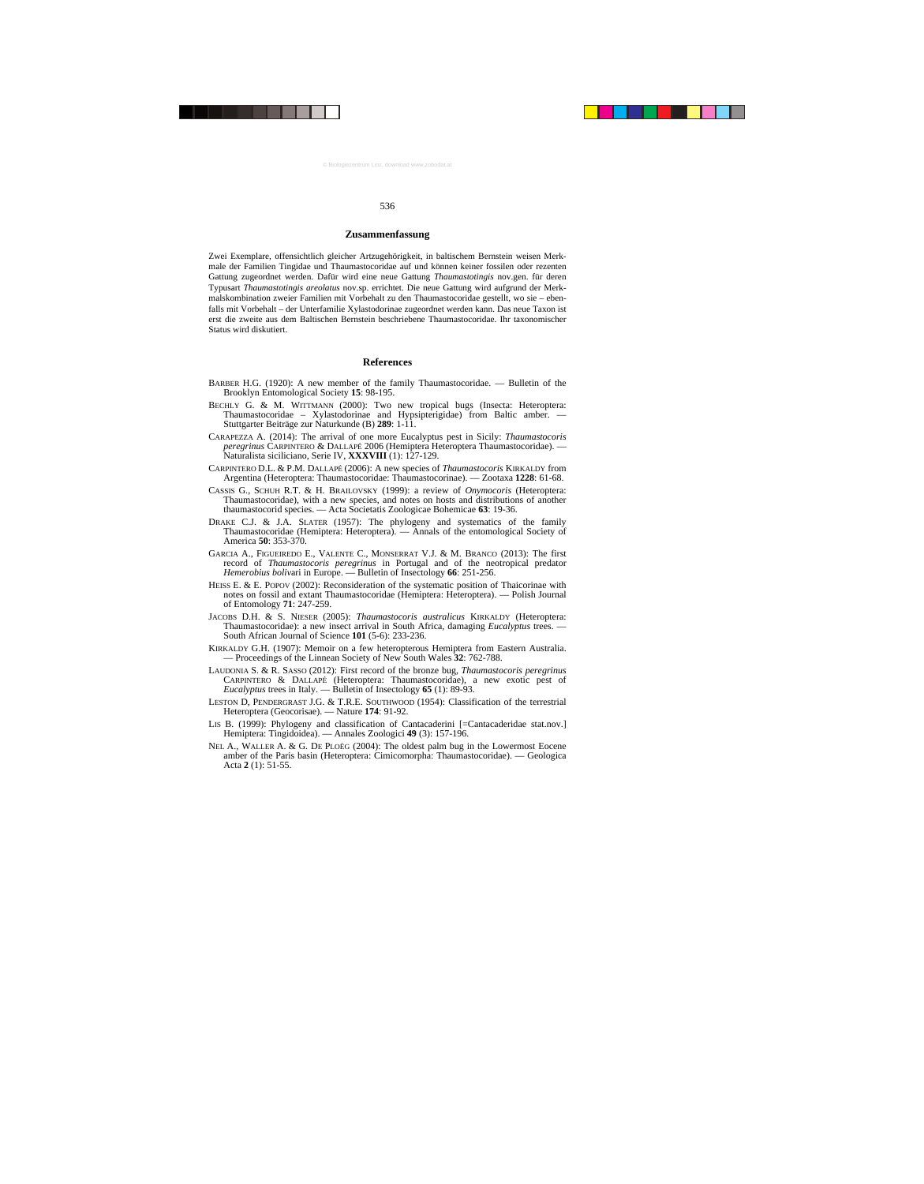## Zusammenfassung

Zwei Exemplare, offensichtlich gleicher Artzugehörigkeit, in baltischem Bernstein weisen Merkmale der Familien Tingidae und Thaumastocoridae auf und können keiner fossilen oder rezenten Gattung zugeordnet werden. Dafür wird eine neue Gattung *Thaumastotingis* nov.gen. für deren Typusart *Thaumastotingis areolatus* nov.sp. errichtet. Die neue Gattung wird aufgrund der Merkmalskombination zweier Familien mit Vorbehalt zu den Thaumastocoridae gestellt, wo sie – ebenfalls mit Vorbehalt – der Unterfamilie Xylastodorinae zugeordnet werden kann. Das neue Taxon ist erst die zweite aus dem Baltischen Bernstein beschriebene Thaumastocoridae. Ihr taxonomischer Status wird diskutiert.

## References

BARBER H.G. (1920): A new member of the family Thaumastocoridae. — Bulletin of the Brooklyn Entomological Society **15**: 98-195.

BECHLY G. & M. WITTMANN (2000): Two new tropical bugs (Insecta: Heteroptera: Thaumastocoridae – Xylastodorinae and Hypsipterigidae) from Baltic amber. — Stuttgarter Beiträge zur Naturkunde (B) **289**: 1-11.

CARAPEZZA A. (2014): The arrival of one more Eucalyptus pest in Sicily: *Thaumastocoris peregrinus* CARPINTERO & DALLAPÉ 2006 (Hemiptera Heteroptera Thaumastocoridae). — Naturalista siciliano, Serie IV, **XXXVIII** (1): 127-129.

CARPINTERO D.L. & P.M. DALLAPÉ (2006): A new species of *Thaumastocoris* KIRKALDY from Argentina (Heteroptera: Thaumastocoridae: Thaumastocorinae). — Zootaxa **1228**: 61-68.

CASSIS G., SCHUH R.T. & H. BRAILOVSKY (1999): a review of *Onymocoris* (Heteroptera: Thaumastocoridae), with a new species, and notes on hosts and distributions of another thaumastocorid species. — Acta Societatis Zoologicae Bohemicae **63**: 19-36.

DRAKE C.J. & J.A. SLATER (1957): The phylogeny and systematics of the family Thaumastocoridae (Hemiptera: Heteroptera). — Annals of the entomological Society of America **50**: 353-370.

GARCIA A., FIGUEIREDO E., VALENTE C., MONSERRAT V.J. & M. BRANCO (2013): The first record of *Thaumastocoris peregrinus* in Portugal and of the neotropical predator *Hemerobius boli*vari in Europe. — Bulletin of Insectology **66**: 251-256.

HEISS E. & E. POPOV (2002): Reconsideration of the systematic position of Thaicorinae with notes on fossil and extant Thaumastocoridae (Hemiptera: Heteroptera). — Polish Journal of Entomology **71**: 247-259.

JACOBS D.H. & S. NIESER (2005): *Thaumastocoris australicus* KIRKALDY (Heteroptera: Thaumastocoridae): a new insect arrival in South Africa, damaging *Eucalyptus* trees. — South African Journal of Science **101** (5-6): 233-236.

KIRKALDY G.H. (1907): Memoir on a few heteropterous Hemiptera from Eastern Australia. — Proceedings of the Linnean Society of New South Wales **32**: 762-788.

LAUDONIA S. & R. SASSO (2012): First record of the bronze bug, *Thaumastocoris peregrinus* CARPINTERO & DALLAPÉ (Heteroptera: Thaumastocoridae), a new exotic pest of *Eucalyptus* trees in Italy. — Bulletin of Insectology **65** (1): 89-93.

LESTON D, PENDERGRAST J.G. & T.R.E. SOUTHWOOD (1954): Classification of the terrestrial Heteroptera (Geocorisae). — Nature **174**: 91-92.

LIS B. (1999): Phylogeny and classification of Cantacaderini [=Cantacaderidae stat.nov.] Hemiptera: Tingidoidea). — Annales Zoologici **49** (3): 157-196.

NEL A., WALLER A. & G. DE PLOËG (2004): The oldest palm bug in the Lowermost Eocene amber of the Paris basin (Heteroptera: Cimicomorpha: Thaumastocoridae). — Geologica Acta **2** (1): 51-55.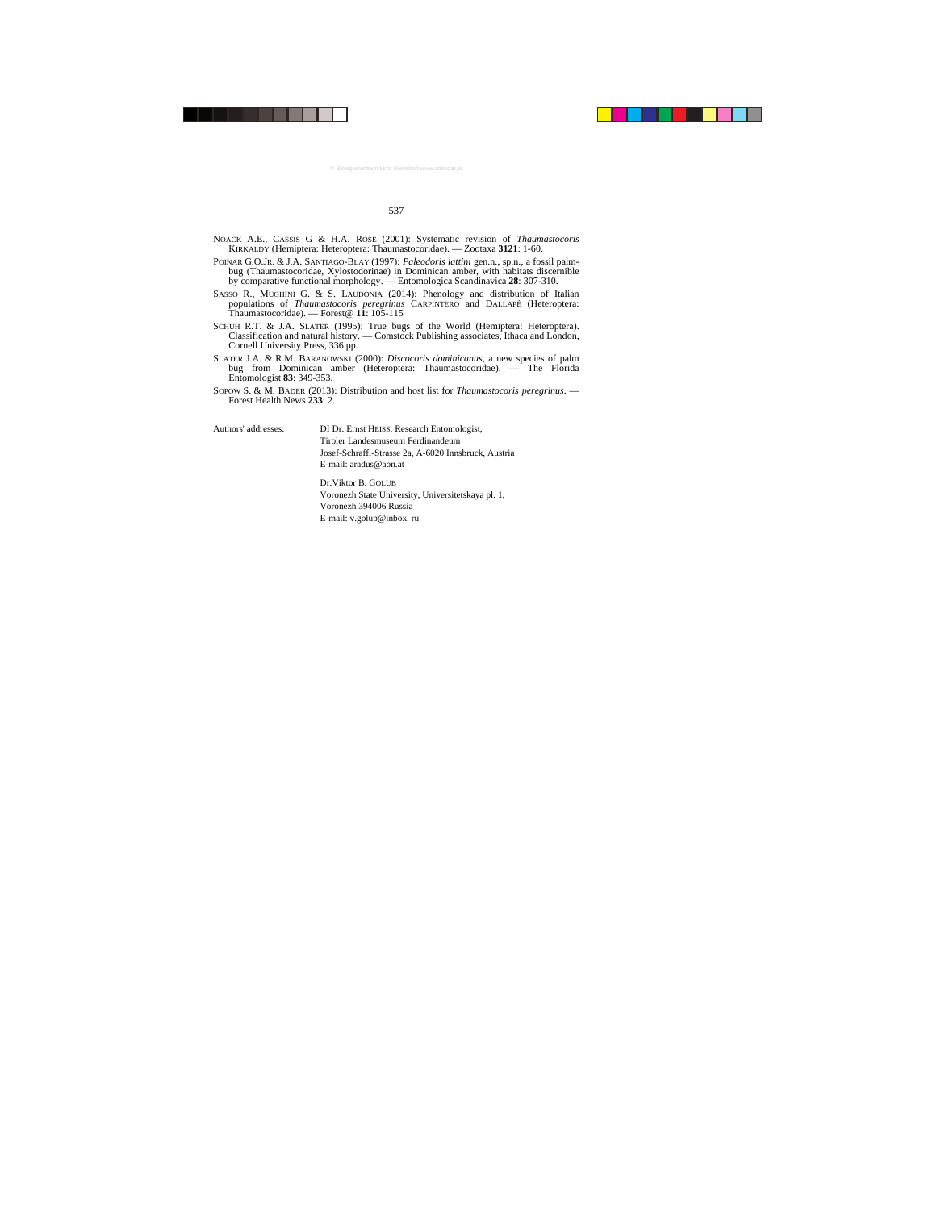NOACK A.E., CASSIS G & H.A. ROSE (2001): Systematic revision of *Thaumastocoris* KIRKALDY (Hemiptera: Heteroptera: Thaumastocoridae). — Zootaxa **3121**: 1-60.

POINAR G.O.JR. & J.A. SANTIAGO-BLAY (1997): *Paleodoris lattini* gen.n., sp.n., a fossil palm-bug (Thaumastocoridae, Xylostodorinae) in Dominican amber, with habitats discernible by comparative functional morphology. — Entomologica Scandinavica **28**: 307-310.

SASSO R., MUGHINI G. & S. LAUDONIA (2014): Phenology and distribution of Italian populations of *Thaumastocoris peregrinus* CARPINTERO and DALLAPÉ (Heteroptera: Thaumastocoridae). — Forest@ **11**: 105-115

SCHUH R.T. & J.A. SLATER (1995): True bugs of the World (Hemiptera: Heteroptera). Classification and natural history. — Comstock Publishing associates, Ithaca and London, Cornell University Press, 336 pp.

SLATER J.A. & R.M. BARANOWSKI (2000): *Discocoris dominicanus*, a new species of palm bug from Dominican amber (Heteroptera: Thaumastocoridae). — The Florida Entomologist **83**: 349-353.

SOPOW S. & M. BADER (2013): Distribution and host list for *Thaumastocoris peregrinus*. — Forest Health News **233**: 2.

Authors' addresses:

DI Dr. Ernst HEISS, Research Entomologist,
Tiroler Landesmuseum Ferdinandeum
Josef-Schraffl-Strasse 2a, A-6020 Innsbruck, Austria
E-mail: aradus@aon.at

Dr.Viktor B. GOLUB
Voronezh State University, Universitetskaya pl. 1,
Voronezh 394006 Russia
E-mail: v.golub@inbox. ru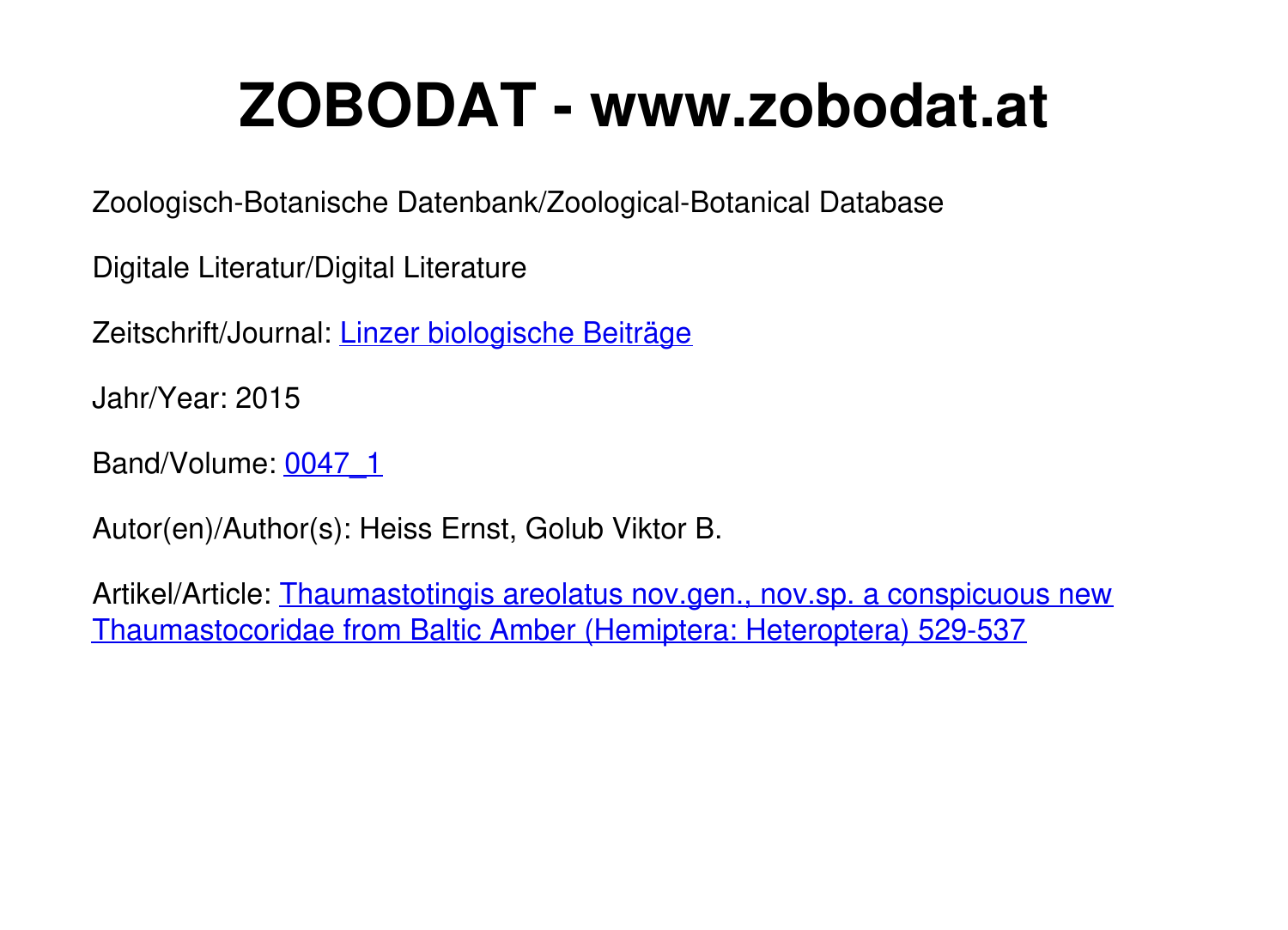# ZOBODAT - www.zobodat.at

Zoologisch-Botanische Datenbank/Zoological-Botanical Database

Digitale Literatur/Digital Literature

Zeitschrift/Journal: Linzer biologische Beiträge

Jahr/Year: 2015

Band/Volume: 0047_1

Autor(en)/Author(s): Heiss Ernst, Golub Viktor B.

Artikel/Article: Thaumastotingis areolatus nov.gen., nov.sp. a conspicuous new Thaumastocoridae from Baltic Amber (Hemiptera: Heteroptera) 529-537